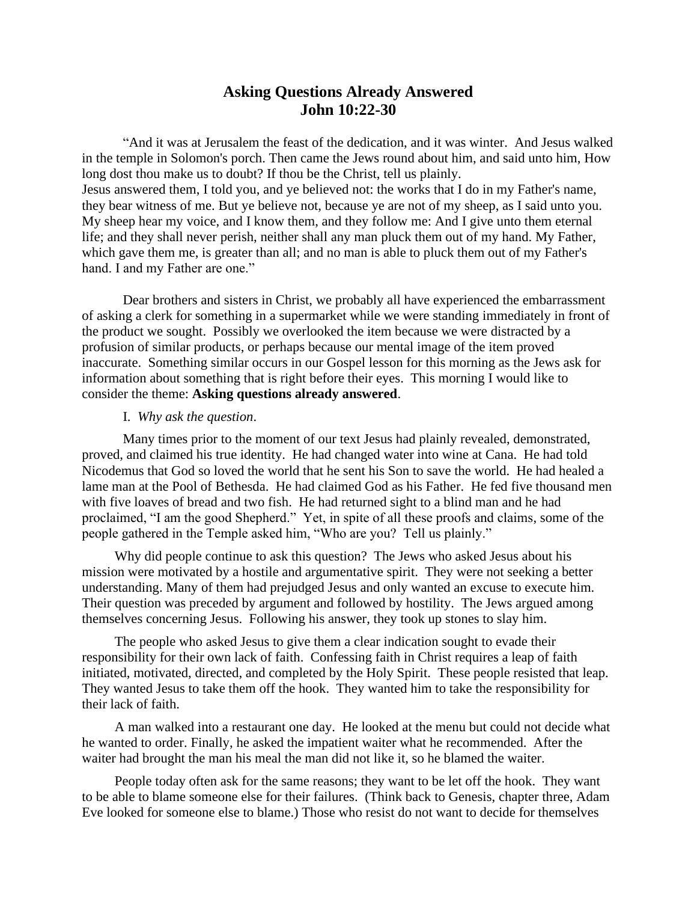# Asking Questions Already Answered
# John 10:22-30

"And it was at Jerusalem the feast of the dedication, and it was winter. And Jesus walked in the temple in Solomon's porch. Then came the Jews round about him, and said unto him, How long dost thou make us to doubt? If thou be the Christ, tell us plainly.
Jesus answered them, I told you, and ye believed not: the works that I do in my Father's name, they bear witness of me. But ye believe not, because ye are not of my sheep, as I said unto you. My sheep hear my voice, and I know them, and they follow me: And I give unto them eternal life; and they shall never perish, neither shall any man pluck them out of my hand. My Father, which gave them me, is greater than all; and no man is able to pluck them out of my Father's hand. I and my Father are one."

Dear brothers and sisters in Christ, we probably all have experienced the embarrassment of asking a clerk for something in a supermarket while we were standing immediately in front of the product we sought. Possibly we overlooked the item because we were distracted by a profusion of similar products, or perhaps because our mental image of the item proved inaccurate. Something similar occurs in our Gospel lesson for this morning as the Jews ask for information about something that is right before their eyes. This morning I would like to consider the theme: **Asking questions already answered**.

I. *Why ask the question*.

Many times prior to the moment of our text Jesus had plainly revealed, demonstrated, proved, and claimed his true identity. He had changed water into wine at Cana. He had told Nicodemus that God so loved the world that he sent his Son to save the world. He had healed a lame man at the Pool of Bethesda. He had claimed God as his Father. He fed five thousand men with five loaves of bread and two fish. He had returned sight to a blind man and he had proclaimed, "I am the good Shepherd." Yet, in spite of all these proofs and claims, some of the people gathered in the Temple asked him, "Who are you? Tell us plainly."

Why did people continue to ask this question? The Jews who asked Jesus about his mission were motivated by a hostile and argumentative spirit. They were not seeking a better understanding. Many of them had prejudged Jesus and only wanted an excuse to execute him. Their question was preceded by argument and followed by hostility. The Jews argued among themselves concerning Jesus. Following his answer, they took up stones to slay him.

The people who asked Jesus to give them a clear indication sought to evade their responsibility for their own lack of faith. Confessing faith in Christ requires a leap of faith initiated, motivated, directed, and completed by the Holy Spirit. These people resisted that leap. They wanted Jesus to take them off the hook. They wanted him to take the responsibility for their lack of faith.

A man walked into a restaurant one day. He looked at the menu but could not decide what he wanted to order. Finally, he asked the impatient waiter what he recommended. After the waiter had brought the man his meal the man did not like it, so he blamed the waiter.

People today often ask for the same reasons; they want to be let off the hook. They want to be able to blame someone else for their failures. (Think back to Genesis, chapter three, Adam Eve looked for someone else to blame.) Those who resist do not want to decide for themselves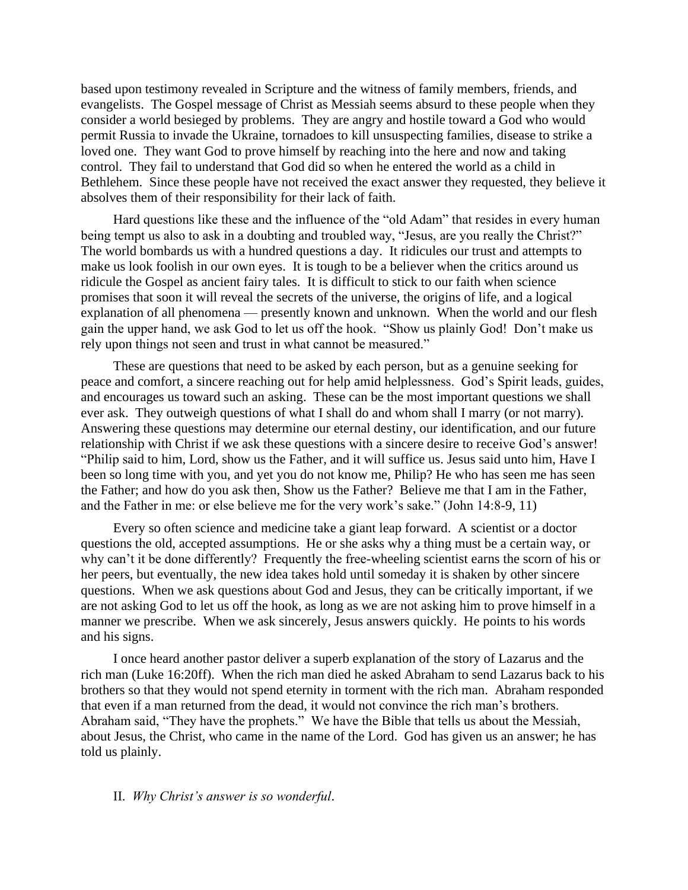based upon testimony revealed in Scripture and the witness of family members, friends, and evangelists. The Gospel message of Christ as Messiah seems absurd to these people when they consider a world besieged by problems. They are angry and hostile toward a God who would permit Russia to invade the Ukraine, tornadoes to kill unsuspecting families, disease to strike a loved one. They want God to prove himself by reaching into the here and now and taking control. They fail to understand that God did so when he entered the world as a child in Bethlehem. Since these people have not received the exact answer they requested, they believe it absolves them of their responsibility for their lack of faith.

Hard questions like these and the influence of the "old Adam" that resides in every human being tempt us also to ask in a doubting and troubled way, "Jesus, are you really the Christ?" The world bombards us with a hundred questions a day. It ridicules our trust and attempts to make us look foolish in our own eyes. It is tough to be a believer when the critics around us ridicule the Gospel as ancient fairy tales. It is difficult to stick to our faith when science promises that soon it will reveal the secrets of the universe, the origins of life, and a logical explanation of all phenomena — presently known and unknown. When the world and our flesh gain the upper hand, we ask God to let us off the hook. "Show us plainly God! Don't make us rely upon things not seen and trust in what cannot be measured."

These are questions that need to be asked by each person, but as a genuine seeking for peace and comfort, a sincere reaching out for help amid helplessness. God's Spirit leads, guides, and encourages us toward such an asking. These can be the most important questions we shall ever ask. They outweigh questions of what I shall do and whom shall I marry (or not marry). Answering these questions may determine our eternal destiny, our identification, and our future relationship with Christ if we ask these questions with a sincere desire to receive God's answer! "Philip said to him, Lord, show us the Father, and it will suffice us. Jesus said unto him, Have I been so long time with you, and yet you do not know me, Philip? He who has seen me has seen the Father; and how do you ask then, Show us the Father? Believe me that I am in the Father, and the Father in me: or else believe me for the very work's sake." (John 14:8-9, 11)

Every so often science and medicine take a giant leap forward. A scientist or a doctor questions the old, accepted assumptions. He or she asks why a thing must be a certain way, or why can't it be done differently? Frequently the free-wheeling scientist earns the scorn of his or her peers, but eventually, the new idea takes hold until someday it is shaken by other sincere questions. When we ask questions about God and Jesus, they can be critically important, if we are not asking God to let us off the hook, as long as we are not asking him to prove himself in a manner we prescribe. When we ask sincerely, Jesus answers quickly. He points to his words and his signs.

I once heard another pastor deliver a superb explanation of the story of Lazarus and the rich man (Luke 16:20ff). When the rich man died he asked Abraham to send Lazarus back to his brothers so that they would not spend eternity in torment with the rich man. Abraham responded that even if a man returned from the dead, it would not convince the rich man's brothers. Abraham said, "They have the prophets." We have the Bible that tells us about the Messiah, about Jesus, the Christ, who came in the name of the Lord. God has given us an answer; he has told us plainly.

II. *Why Christ's answer is so wonderful*.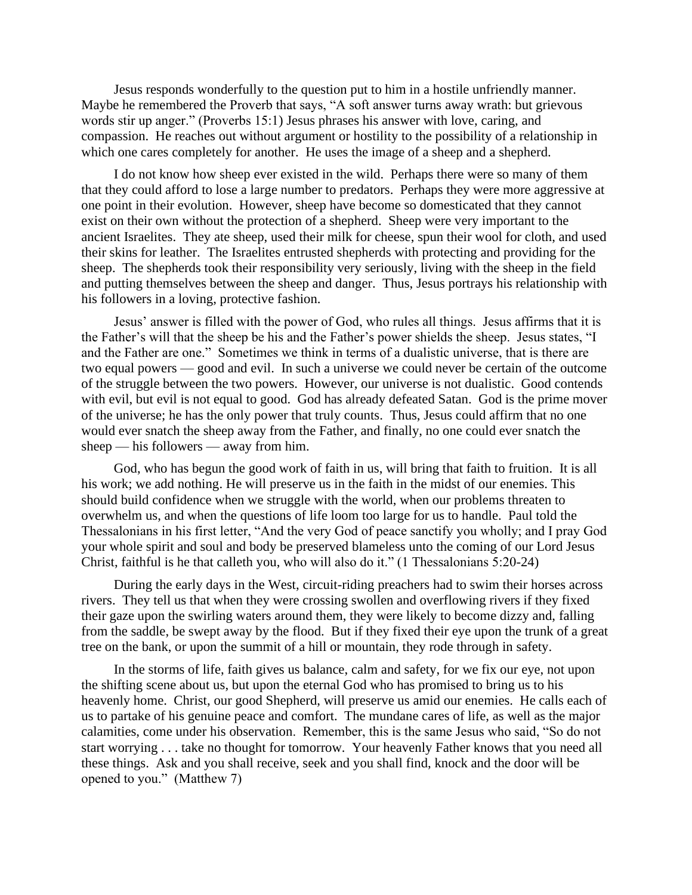Jesus responds wonderfully to the question put to him in a hostile unfriendly manner. Maybe he remembered the Proverb that says, "A soft answer turns away wrath: but grievous words stir up anger." (Proverbs 15:1) Jesus phrases his answer with love, caring, and compassion. He reaches out without argument or hostility to the possibility of a relationship in which one cares completely for another. He uses the image of a sheep and a shepherd.

I do not know how sheep ever existed in the wild. Perhaps there were so many of them that they could afford to lose a large number to predators. Perhaps they were more aggressive at one point in their evolution. However, sheep have become so domesticated that they cannot exist on their own without the protection of a shepherd. Sheep were very important to the ancient Israelites. They ate sheep, used their milk for cheese, spun their wool for cloth, and used their skins for leather. The Israelites entrusted shepherds with protecting and providing for the sheep. The shepherds took their responsibility very seriously, living with the sheep in the field and putting themselves between the sheep and danger. Thus, Jesus portrays his relationship with his followers in a loving, protective fashion.

Jesus' answer is filled with the power of God, who rules all things. Jesus affirms that it is the Father's will that the sheep be his and the Father's power shields the sheep. Jesus states, "I and the Father are one." Sometimes we think in terms of a dualistic universe, that is there are two equal powers — good and evil. In such a universe we could never be certain of the outcome of the struggle between the two powers. However, our universe is not dualistic. Good contends with evil, but evil is not equal to good. God has already defeated Satan. God is the prime mover of the universe; he has the only power that truly counts. Thus, Jesus could affirm that no one would ever snatch the sheep away from the Father, and finally, no one could ever snatch the sheep — his followers — away from him.

God, who has begun the good work of faith in us, will bring that faith to fruition. It is all his work; we add nothing. He will preserve us in the faith in the midst of our enemies. This should build confidence when we struggle with the world, when our problems threaten to overwhelm us, and when the questions of life loom too large for us to handle. Paul told the Thessalonians in his first letter, "And the very God of peace sanctify you wholly; and I pray God your whole spirit and soul and body be preserved blameless unto the coming of our Lord Jesus Christ, faithful is he that calleth you, who will also do it." (1 Thessalonians 5:20-24)

During the early days in the West, circuit-riding preachers had to swim their horses across rivers. They tell us that when they were crossing swollen and overflowing rivers if they fixed their gaze upon the swirling waters around them, they were likely to become dizzy and, falling from the saddle, be swept away by the flood. But if they fixed their eye upon the trunk of a great tree on the bank, or upon the summit of a hill or mountain, they rode through in safety.

In the storms of life, faith gives us balance, calm and safety, for we fix our eye, not upon the shifting scene about us, but upon the eternal God who has promised to bring us to his heavenly home. Christ, our good Shepherd, will preserve us amid our enemies. He calls each of us to partake of his genuine peace and comfort. The mundane cares of life, as well as the major calamities, come under his observation. Remember, this is the same Jesus who said, "So do not start worrying . . . take no thought for tomorrow. Your heavenly Father knows that you need all these things. Ask and you shall receive, seek and you shall find, knock and the door will be opened to you." (Matthew 7)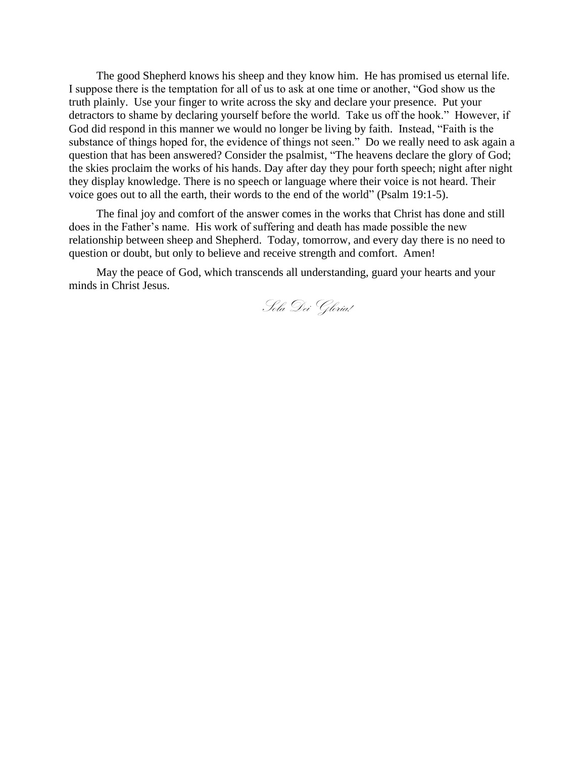The good Shepherd knows his sheep and they know him. He has promised us eternal life. I suppose there is the temptation for all of us to ask at one time or another, "God show us the truth plainly. Use your finger to write across the sky and declare your presence. Put your detractors to shame by declaring yourself before the world. Take us off the hook." However, if God did respond in this manner we would no longer be living by faith. Instead, "Faith is the substance of things hoped for, the evidence of things not seen." Do we really need to ask again a question that has been answered? Consider the psalmist, "The heavens declare the glory of God; the skies proclaim the works of his hands. Day after day they pour forth speech; night after night they display knowledge. There is no speech or language where their voice is not heard. Their voice goes out to all the earth, their words to the end of the world" (Psalm 19:1-5).

The final joy and comfort of the answer comes in the works that Christ has done and still does in the Father's name. His work of suffering and death has made possible the new relationship between sheep and Shepherd. Today, tomorrow, and every day there is no need to question or doubt, but only to believe and receive strength and comfort. Amen!

May the peace of God, which transcends all understanding, guard your hearts and your minds in Christ Jesus.

*Sola Dei Gloria!*